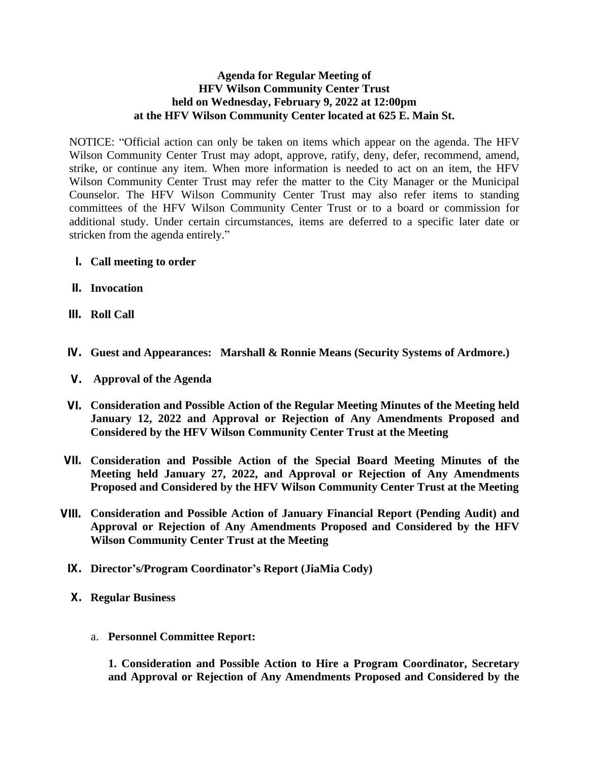**Agenda for Regular Meeting of**
**HFV Wilson Community Center Trust**
**held on Wednesday, February 9, 2022 at 12:00pm**
**at the HFV Wilson Community Center located at 625 E. Main St.**

NOTICE: "Official action can only be taken on items which appear on the agenda. The HFV Wilson Community Center Trust may adopt, approve, ratify, deny, defer, recommend, amend, strike, or continue any item. When more information is needed to act on an item, the HFV Wilson Community Center Trust may refer the matter to the City Manager or the Municipal Counselor. The HFV Wilson Community Center Trust may also refer items to standing committees of the HFV Wilson Community Center Trust or to a board or commission for additional study. Under certain circumstances, items are deferred to a specific later date or stricken from the agenda entirely."

I. **Call meeting to order**

II. **Invocation**

III. **Roll Call**

IV. **Guest and Appearances: Marshall & Ronnie Means (Security Systems of Ardmore.)**

V. **Approval of the Agenda**

VI. **Consideration and Possible Action of the Regular Meeting Minutes of the Meeting held January 12, 2022 and Approval or Rejection of Any Amendments Proposed and Considered by the HFV Wilson Community Center Trust at the Meeting**

VII. **Consideration and Possible Action of the Special Board Meeting Minutes of the Meeting held January 27, 2022, and Approval or Rejection of Any Amendments Proposed and Considered by the HFV Wilson Community Center Trust at the Meeting**

VIII. **Consideration and Possible Action of January Financial Report (Pending Audit) and Approval or Rejection of Any Amendments Proposed and Considered by the HFV Wilson Community Center Trust at the Meeting**

IX. **Director's/Program Coordinator's Report (JiaMia Cody)**

X. **Regular Business**

a. **Personnel Committee Report:**

**1. Consideration and Possible Action to Hire a Program Coordinator, Secretary and Approval or Rejection of Any Amendments Proposed and Considered by the**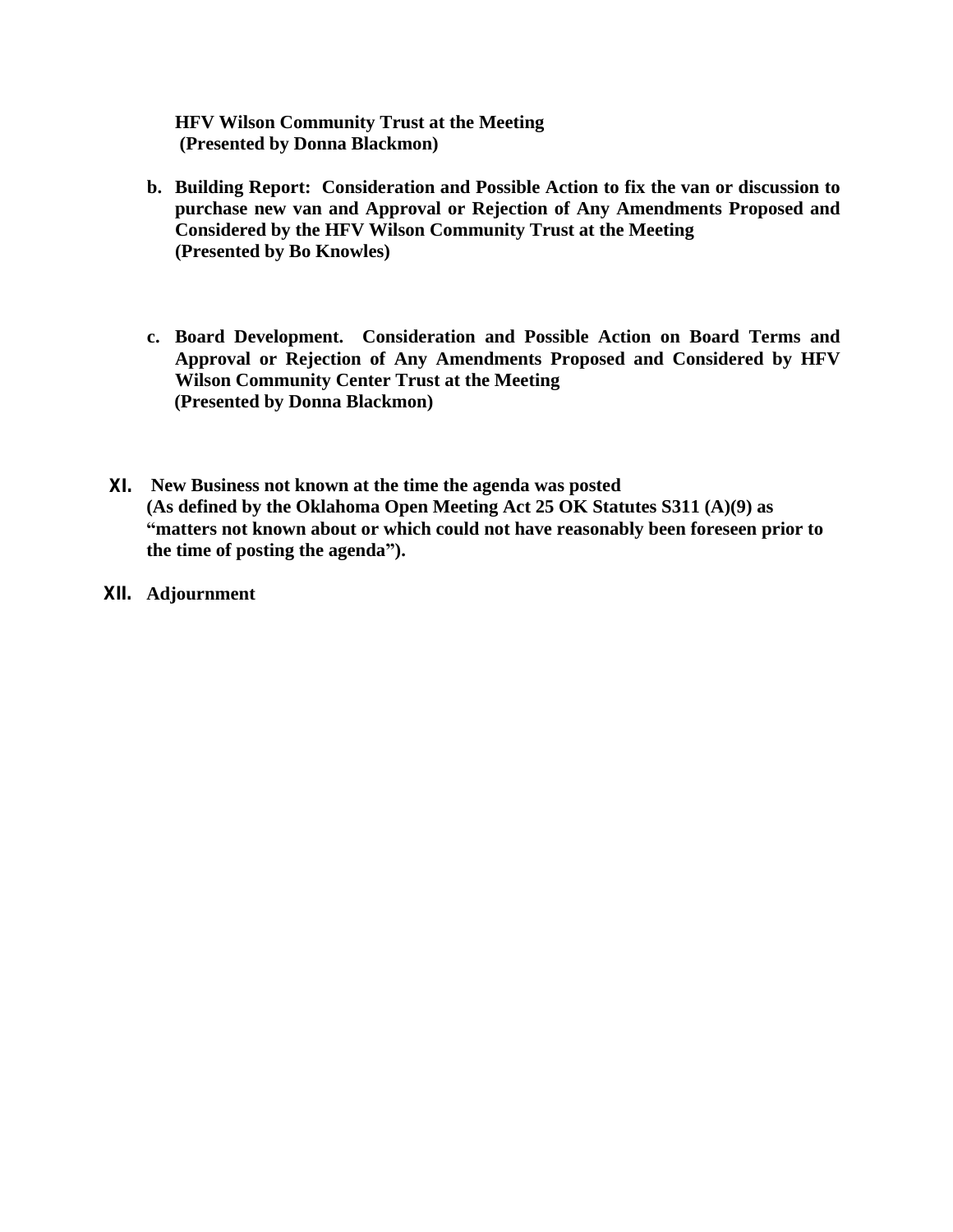**HFV Wilson Community Trust at the Meeting**
**(Presented by Donna Blackmon)**

b. **Building Report: Consideration and Possible Action to fix the van or discussion to purchase new van and Approval or Rejection of Any Amendments Proposed and Considered by the HFV Wilson Community Trust at the Meeting**
**(Presented by Bo Knowles)**

c. **Board Development. Consideration and Possible Action on Board Terms and Approval or Rejection of Any Amendments Proposed and Considered by HFV Wilson Community Center Trust at the Meeting**
**(Presented by Donna Blackmon)**

**XI. New Business not known at the time the agenda was posted**
**(As defined by the Oklahoma Open Meeting Act 25 OK Statutes S311 (A)(9) as "matters not known about or which could not have reasonably been foreseen prior to the time of posting the agenda").**

**XII. Adjournment**